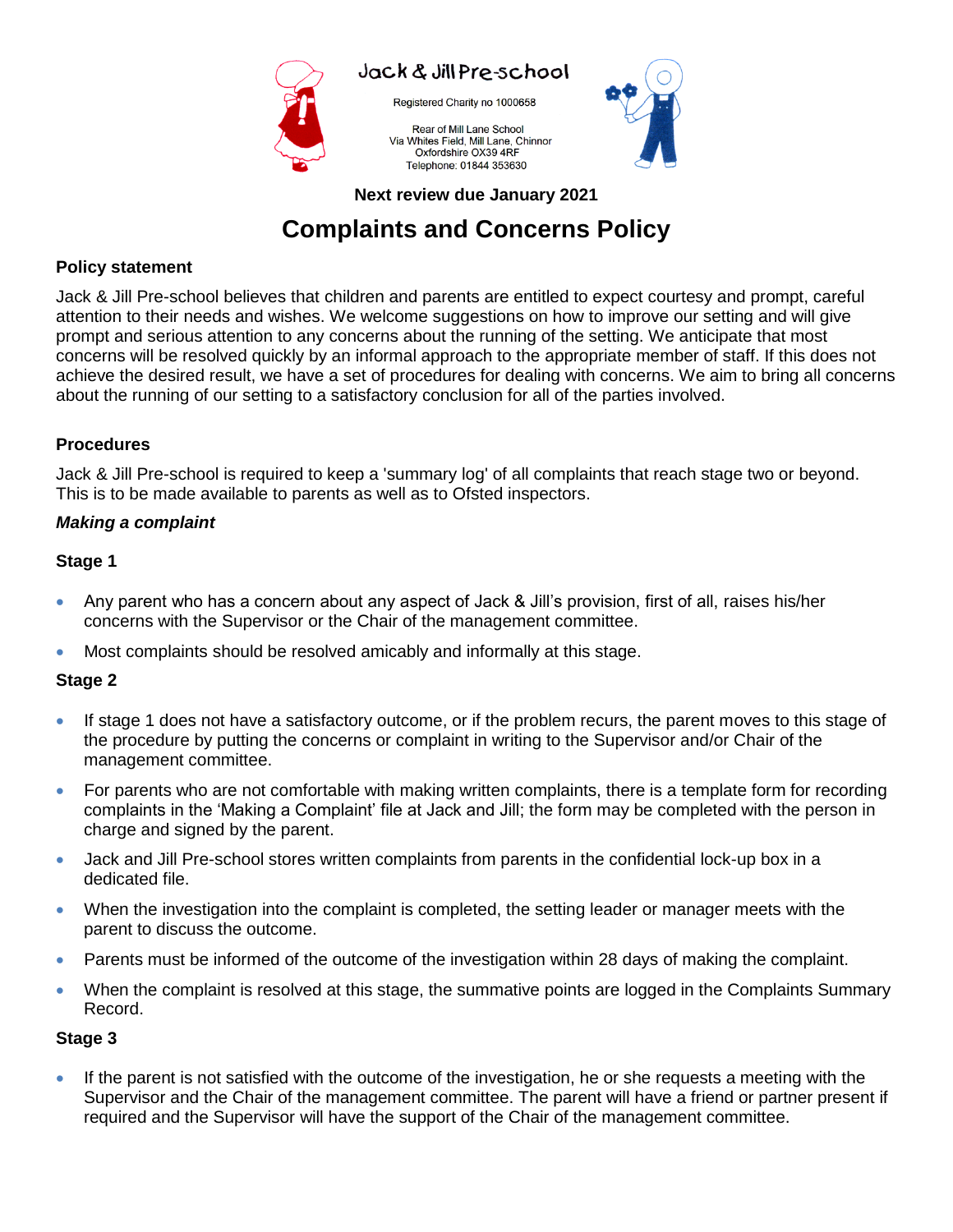Jack & Jill Pre-school

Registered Charity no 1000658

Rear of Mill Lane School
Via Whites Field, Mill Lane, Chinnor
Oxfordshire OX39 4RF
Telephone: 01844 353630

**Next review due January 2021**

# Complaints and Concerns Policy

### Policy statement

Jack & Jill Pre-school believes that children and parents are entitled to expect courtesy and prompt, careful attention to their needs and wishes. We welcome suggestions on how to improve our setting and will give prompt and serious attention to any concerns about the running of the setting. We anticipate that most concerns will be resolved quickly by an informal approach to the appropriate member of staff. If this does not achieve the desired result, we have a set of procedures for dealing with concerns. We aim to bring all concerns about the running of our setting to a satisfactory conclusion for all of the parties involved.

### Procedures

Jack & Jill Pre-school is required to keep a 'summary log' of all complaints that reach stage two or beyond. This is to be made available to parents as well as to Ofsted inspectors.

***Making a complaint***

#### Stage 1

- Any parent who has a concern about any aspect of Jack & Jill's provision, first of all, raises his/her concerns with the Supervisor or the Chair of the management committee.
- Most complaints should be resolved amicably and informally at this stage.

#### Stage 2

- If stage 1 does not have a satisfactory outcome, or if the problem recurs, the parent moves to this stage of the procedure by putting the concerns or complaint in writing to the Supervisor and/or Chair of the management committee.
- For parents who are not comfortable with making written complaints, there is a template form for recording complaints in the 'Making a Complaint' file at Jack and Jill; the form may be completed with the person in charge and signed by the parent.
- Jack and Jill Pre-school stores written complaints from parents in the confidential lock-up box in a dedicated file.
- When the investigation into the complaint is completed, the setting leader or manager meets with the parent to discuss the outcome.
- Parents must be informed of the outcome of the investigation within 28 days of making the complaint.
- When the complaint is resolved at this stage, the summative points are logged in the Complaints Summary Record.

#### Stage 3

- If the parent is not satisfied with the outcome of the investigation, he or she requests a meeting with the Supervisor and the Chair of the management committee. The parent will have a friend or partner present if required and the Supervisor will have the support of the Chair of the management committee.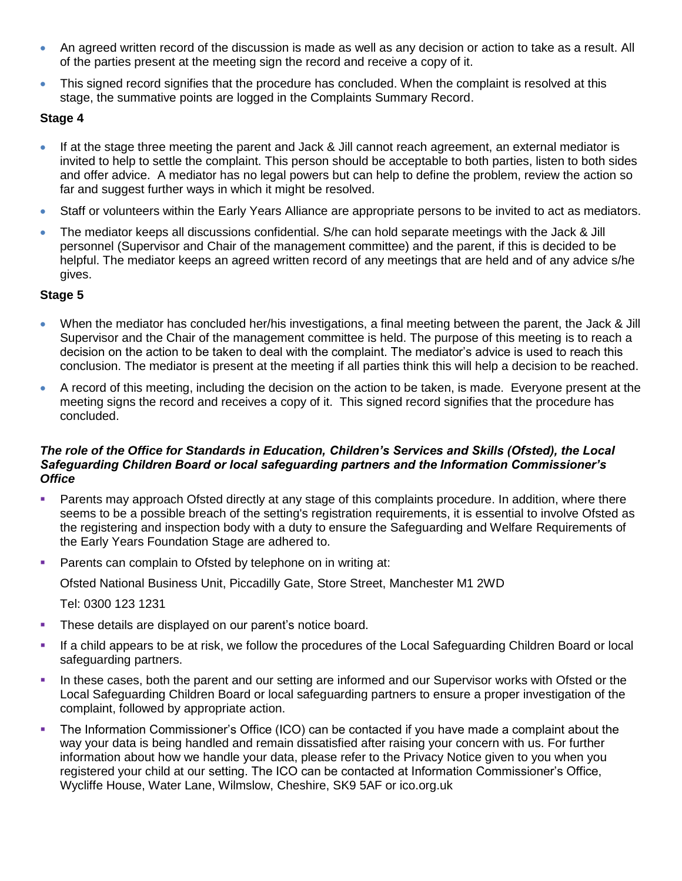- An agreed written record of the discussion is made as well as any decision or action to take as a result. All of the parties present at the meeting sign the record and receive a copy of it.
- This signed record signifies that the procedure has concluded. When the complaint is resolved at this stage, the summative points are logged in the Complaints Summary Record.

**Stage 4**

- If at the stage three meeting the parent and Jack & Jill cannot reach agreement, an external mediator is invited to help to settle the complaint. This person should be acceptable to both parties, listen to both sides and offer advice. A mediator has no legal powers but can help to define the problem, review the action so far and suggest further ways in which it might be resolved.
- Staff or volunteers within the Early Years Alliance are appropriate persons to be invited to act as mediators.
- The mediator keeps all discussions confidential. S/he can hold separate meetings with the Jack & Jill personnel (Supervisor and Chair of the management committee) and the parent, if this is decided to be helpful. The mediator keeps an agreed written record of any meetings that are held and of any advice s/he gives.

**Stage 5**

- When the mediator has concluded her/his investigations, a final meeting between the parent, the Jack & Jill Supervisor and the Chair of the management committee is held. The purpose of this meeting is to reach a decision on the action to be taken to deal with the complaint. The mediator's advice is used to reach this conclusion. The mediator is present at the meeting if all parties think this will help a decision to be reached.
- A record of this meeting, including the decision on the action to be taken, is made. Everyone present at the meeting signs the record and receives a copy of it. This signed record signifies that the procedure has concluded.

***The role of the Office for Standards in Education, Children's Services and Skills (Ofsted), the Local Safeguarding Children Board or local safeguarding partners and the Information Commissioner's Office***

- Parents may approach Ofsted directly at any stage of this complaints procedure. In addition, where there seems to be a possible breach of the setting's registration requirements, it is essential to involve Ofsted as the registering and inspection body with a duty to ensure the Safeguarding and Welfare Requirements of the Early Years Foundation Stage are adhered to.
- Parents can complain to Ofsted by telephone on in writing at:

  Ofsted National Business Unit, Piccadilly Gate, Store Street, Manchester M1 2WD

  Tel: 0300 123 1231
- These details are displayed on our parent's notice board.
- If a child appears to be at risk, we follow the procedures of the Local Safeguarding Children Board or local safeguarding partners.
- In these cases, both the parent and our setting are informed and our Supervisor works with Ofsted or the Local Safeguarding Children Board or local safeguarding partners to ensure a proper investigation of the complaint, followed by appropriate action.
- The Information Commissioner's Office (ICO) can be contacted if you have made a complaint about the way your data is being handled and remain dissatisfied after raising your concern with us. For further information about how we handle your data, please refer to the Privacy Notice given to you when you registered your child at our setting. The ICO can be contacted at Information Commissioner's Office, Wycliffe House, Water Lane, Wilmslow, Cheshire, SK9 5AF or ico.org.uk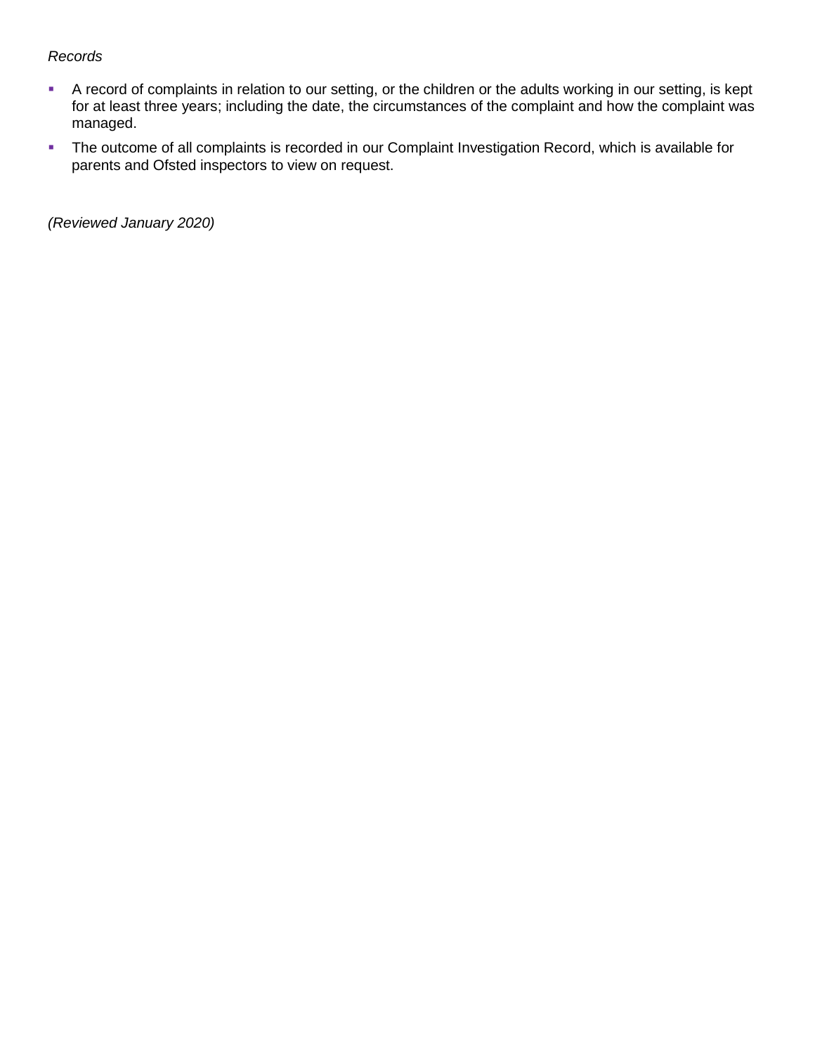*Records*

- A record of complaints in relation to our setting, or the children or the adults working in our setting, is kept for at least three years; including the date, the circumstances of the complaint and how the complaint was managed.
- The outcome of all complaints is recorded in our Complaint Investigation Record, which is available for parents and Ofsted inspectors to view on request.

*(Reviewed January 2020)*